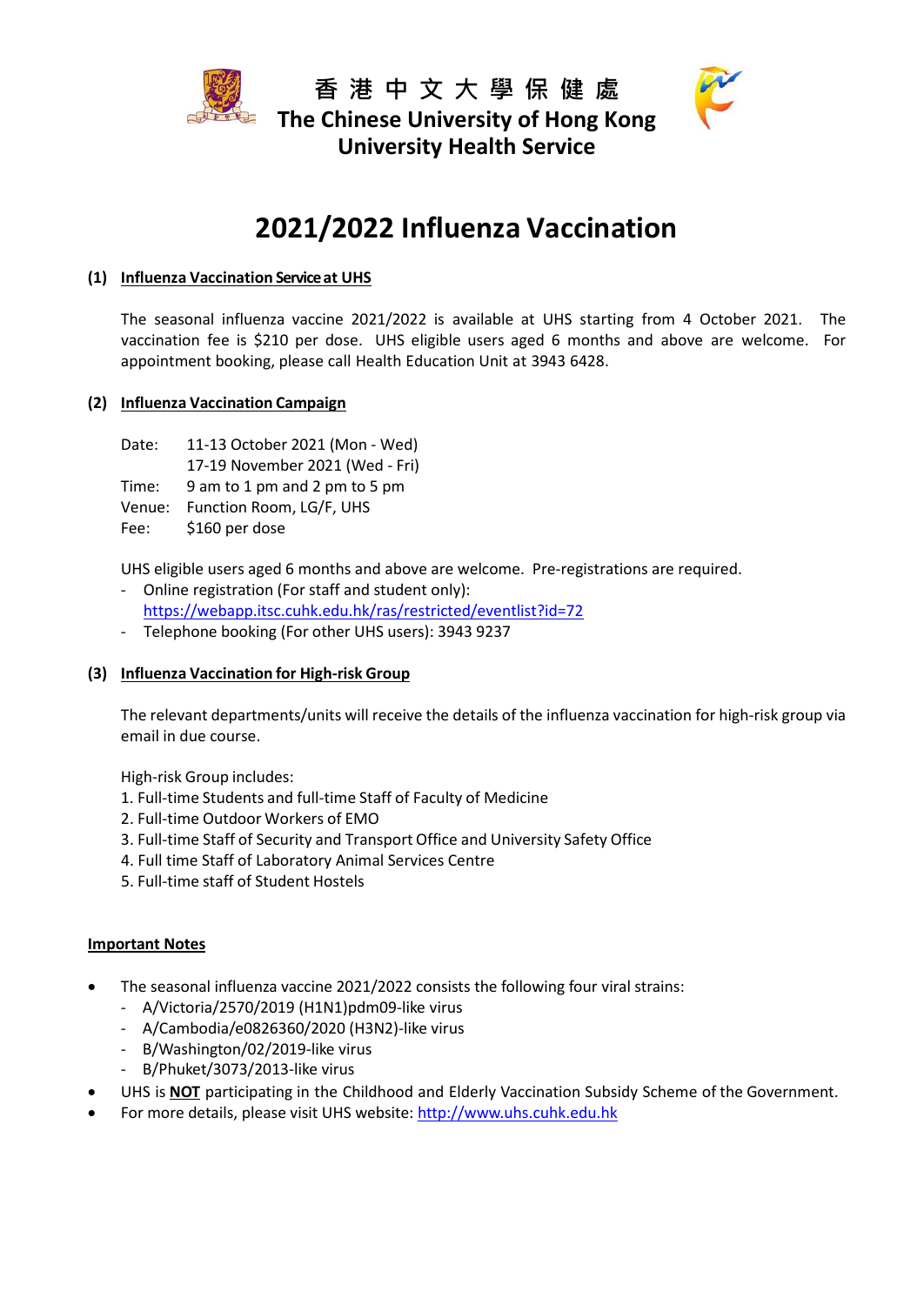# 香 港 中 文 大 學 保 健 處
# The Chinese University of Hong Kong
# University Health Service

# 2021/2022 Influenza Vaccination

## (1) Influenza Vaccination Service at UHS

The seasonal influenza vaccine 2021/2022 is available at UHS starting from 4 October 2021. The vaccination fee is $210 per dose. UHS eligible users aged 6 months and above are welcome. For appointment booking, please call Health Education Unit at 3943 6428.

## (2) Influenza Vaccination Campaign

Date: 11-13 October 2021 (Mon - Wed)
17-19 November 2021 (Wed - Fri)
Time: 9 am to 1 pm and 2 pm to 5 pm
Venue: Function Room, LG/F, UHS
Fee: $160 per dose

UHS eligible users aged 6 months and above are welcome. Pre-registrations are required.

- Online registration (For staff and student only): https://webapp.itsc.cuhk.edu.hk/ras/restricted/eventlist?id=72
- Telephone booking (For other UHS users): 3943 9237

## (3) Influenza Vaccination for High-risk Group

The relevant departments/units will receive the details of the influenza vaccination for high-risk group via email in due course.

High-risk Group includes:

1. Full-time Students and full-time Staff of Faculty of Medicine
2. Full-time Outdoor Workers of EMO
3. Full-time Staff of Security and Transport Office and University Safety Office
4. Full time Staff of Laboratory Animal Services Centre
5. Full-time staff of Student Hostels

## Important Notes

- The seasonal influenza vaccine 2021/2022 consists the following four viral strains:
  - A/Victoria/2570/2019 (H1N1)pdm09-like virus
  - A/Cambodia/e0826360/2020 (H3N2)-like virus
  - B/Washington/02/2019-like virus
  - B/Phuket/3073/2013-like virus
- UHS is **NOT** participating in the Childhood and Elderly Vaccination Subsidy Scheme of the Government.
- For more details, please visit UHS website: http://www.uhs.cuhk.edu.hk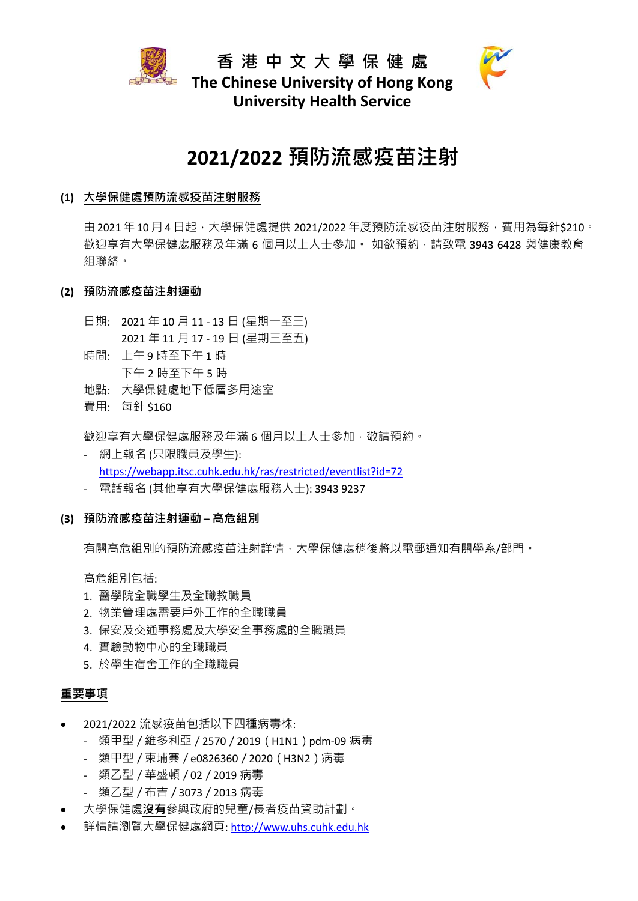# 香港中文大學保健處
# The Chinese University of Hong Kong University Health Service

# 2021/2022 預防流感疫苗注射

## (1) 大學保健處預防流感疫苗注射服務

由 2021 年 10 月 4 日起，大學保健處提供 2021/2022 年度預防流感疫苗注射服務，費用為每針$210。歡迎享有大學保健處服務及年滿 6 個月以上人士參加。 如欲預約，請致電 3943 6428 與健康教育組聯絡。

## (2) 預防流感疫苗注射運動

日期: 2021 年 10 月 11 - 13 日 (星期一至三)
2021 年 11 月 17 - 19 日 (星期三至五)

時間: 上午 9 時至下午 1 時
下午 2 時至下午 5 時

地點: 大學保健處地下低層多用途室

費用: 每針 $160

歡迎享有大學保健處服務及年滿 6 個月以上人士參加，敬請預約。

- 網上報名 (只限職員及學生): https://webapp.itsc.cuhk.edu.hk/ras/restricted/eventlist?id=72
- 電話報名 (其他享有大學保健處服務人士): 3943 9237

## (3) 預防流感疫苗注射運動 – 高危組別

有關高危組別的預防流感疫苗注射詳情，大學保健處稍後將以電郵通知有關學系/部門。

高危組別包括:

1. 醫學院全職學生及全職教職員
2. 物業管理處需要戶外工作的全職職員
3. 保安及交通事務處及大學安全事務處的全職職員
4. 實驗動物中心的全職職員
5. 於學生宿舍工作的全職職員

## 重要事項

- 2021/2022 流感疫苗包括以下四種病毒株:
  - 類甲型 / 維多利亞 / 2570 / 2019（H1N1）pdm-09 病毒
  - 類甲型 / 柬埔寨 / e0826360 / 2020（H3N2）病毒
  - 類乙型 / 華盛頓 / 02 / 2019 病毒
  - 類乙型 / 布吉 / 3073 / 2013 病毒
- 大學保健處**沒有**參與政府的兒童/長者疫苗資助計劃。
- 詳情請瀏覽大學保健處網頁: http://www.uhs.cuhk.edu.hk